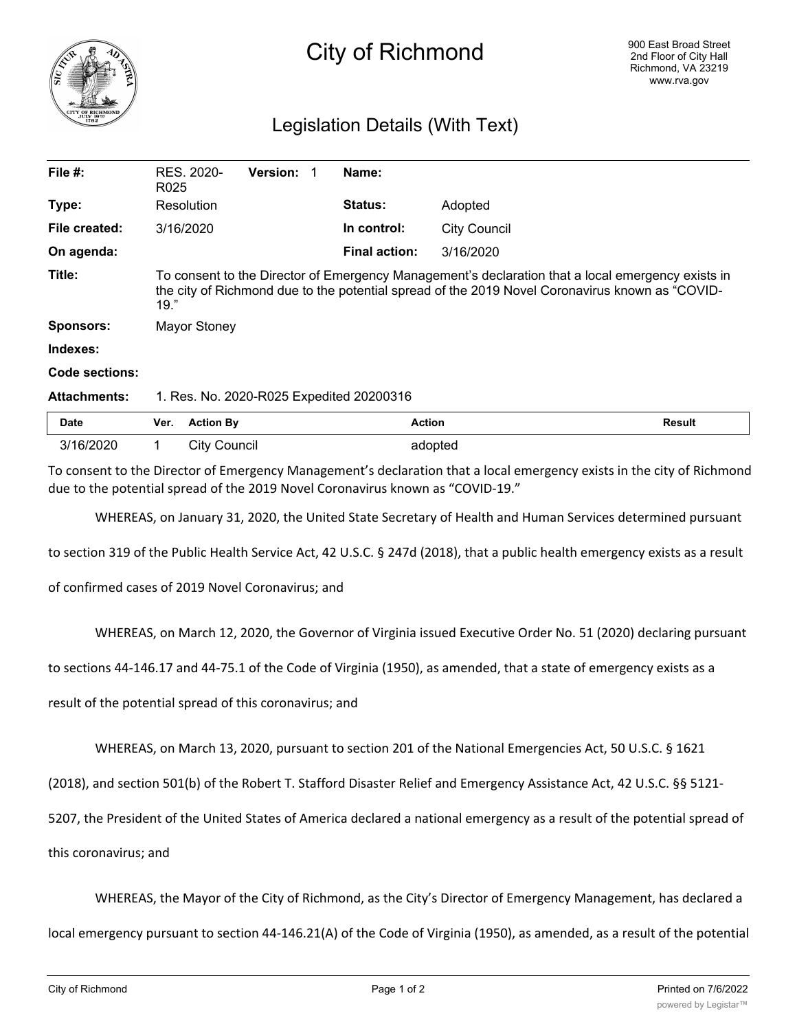# City of Richmond

900 East Broad Street
2nd Floor of City Hall
Richmond, VA 23219
www.rva.gov

## Legislation Details (With Text)

| | | | | | |
|---|---|---|---|---|---|
| **File #:** | RES. 2020-R025 | **Version:** | 1 | **Name:** | |
| **Type:** | Resolution | | | **Status:** | Adopted |
| **File created:** | 3/16/2020 | | | **In control:** | City Council |
| **On agenda:** | | | | **Final action:** | 3/16/2020 |

**Title:** To consent to the Director of Emergency Management's declaration that a local emergency exists in the city of Richmond due to the potential spread of the 2019 Novel Coronavirus known as "COVID-19."

**Sponsors:** Mayor Stoney

**Indexes:**

**Code sections:**

**Attachments:** 1. Res. No. 2020-R025 Expedited 20200316

| Date | Ver. | Action By | Action | Result |
|---|---|---|---|---|
| 3/16/2020 | 1 | City Council | adopted | |

To consent to the Director of Emergency Management's declaration that a local emergency exists in the city of Richmond due to the potential spread of the 2019 Novel Coronavirus known as "COVID-19."

WHEREAS, on January 31, 2020, the United State Secretary of Health and Human Services determined pursuant to section 319 of the Public Health Service Act, 42 U.S.C. § 247d (2018), that a public health emergency exists as a result of confirmed cases of 2019 Novel Coronavirus; and

WHEREAS, on March 12, 2020, the Governor of Virginia issued Executive Order No. 51 (2020) declaring pursuant to sections 44-146.17 and 44-75.1 of the Code of Virginia (1950), as amended, that a state of emergency exists as a result of the potential spread of this coronavirus; and

WHEREAS, on March 13, 2020, pursuant to section 201 of the National Emergencies Act, 50 U.S.C. § 1621 (2018), and section 501(b) of the Robert T. Stafford Disaster Relief and Emergency Assistance Act, 42 U.S.C. §§ 5121-5207, the President of the United States of America declared a national emergency as a result of the potential spread of this coronavirus; and

WHEREAS, the Mayor of the City of Richmond, as the City's Director of Emergency Management, has declared a local emergency pursuant to section 44-146.21(A) of the Code of Virginia (1950), as amended, as a result of the potential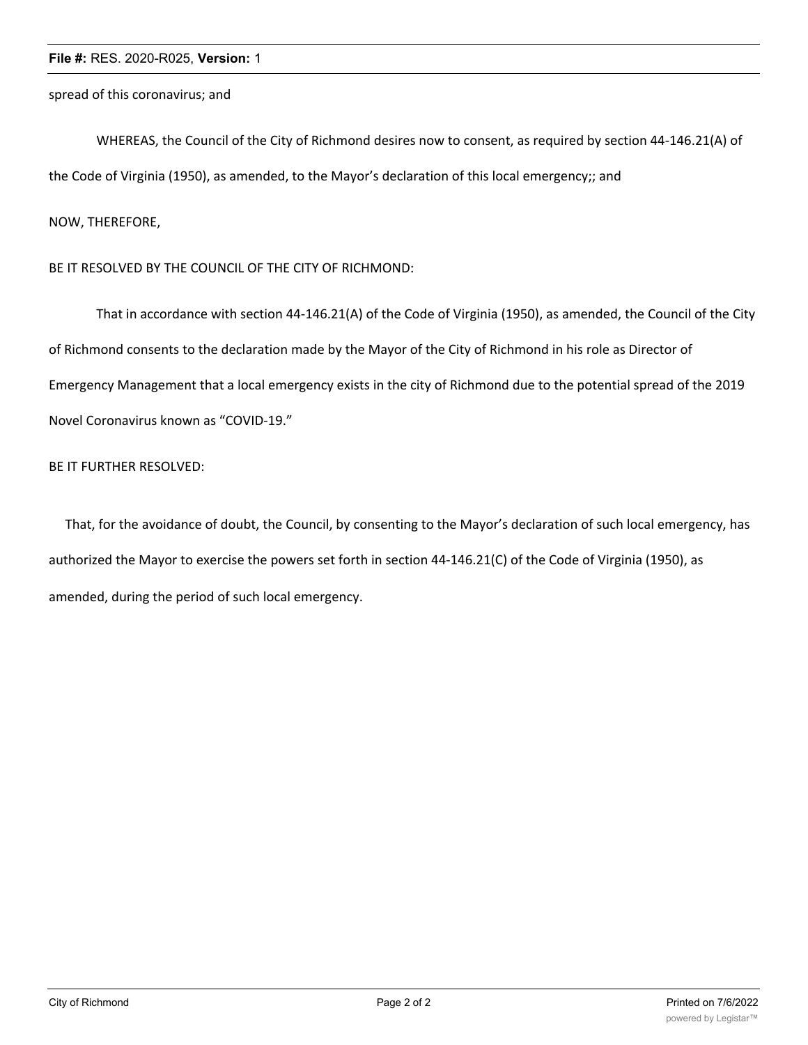spread of this coronavirus; and

WHEREAS, the Council of the City of Richmond desires now to consent, as required by section 44-146.21(A) of the Code of Virginia (1950), as amended, to the Mayor's declaration of this local emergency;; and

NOW, THEREFORE,

BE IT RESOLVED BY THE COUNCIL OF THE CITY OF RICHMOND:

That in accordance with section 44-146.21(A) of the Code of Virginia (1950), as amended, the Council of the City of Richmond consents to the declaration made by the Mayor of the City of Richmond in his role as Director of Emergency Management that a local emergency exists in the city of Richmond due to the potential spread of the 2019 Novel Coronavirus known as "COVID-19."

BE IT FURTHER RESOLVED:

That, for the avoidance of doubt, the Council, by consenting to the Mayor's declaration of such local emergency, has authorized the Mayor to exercise the powers set forth in section 44-146.21(C) of the Code of Virginia (1950), as amended, during the period of such local emergency.